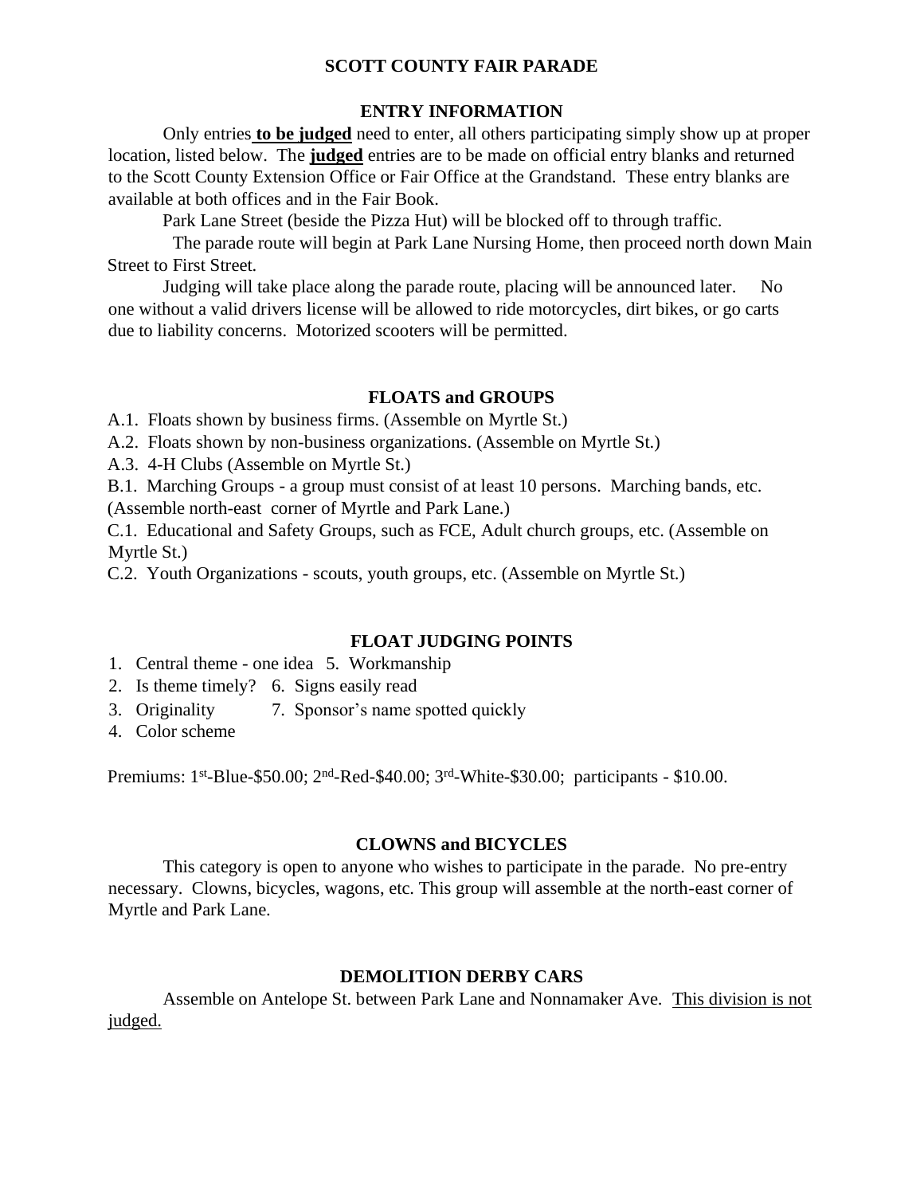# SCOTT COUNTY FAIR PARADE

## ENTRY INFORMATION

Only entries **to be judged** need to enter, all others participating simply show up at proper location, listed below. The **judged** entries are to be made on official entry blanks and returned to the Scott County Extension Office or Fair Office at the Grandstand. These entry blanks are available at both offices and in the Fair Book.

Park Lane Street (beside the Pizza Hut) will be blocked off to through traffic.

The parade route will begin at Park Lane Nursing Home, then proceed north down Main Street to First Street.

Judging will take place along the parade route, placing will be announced later. No one without a valid drivers license will be allowed to ride motorcycles, dirt bikes, or go carts due to liability concerns. Motorized scooters will be permitted.

## FLOATS and GROUPS

A.1. Floats shown by business firms. (Assemble on Myrtle St.)

A.2. Floats shown by non-business organizations. (Assemble on Myrtle St.)

A.3. 4-H Clubs (Assemble on Myrtle St.)

B.1. Marching Groups - a group must consist of at least 10 persons. Marching bands, etc. (Assemble north-east corner of Myrtle and Park Lane.)

C.1. Educational and Safety Groups, such as FCE, Adult church groups, etc. (Assemble on Myrtle St.)

C.2. Youth Organizations - scouts, youth groups, etc. (Assemble on Myrtle St.)

## FLOAT JUDGING POINTS

1. Central theme - one idea
2. Is theme timely?
3. Originality
4. Color scheme
5. Workmanship
6. Signs easily read
7. Sponsor's name spotted quickly

Premiums: 1st-Blue-$50.00; 2nd-Red-$40.00; 3rd-White-$30.00; participants - $10.00.

## CLOWNS and BICYCLES

This category is open to anyone who wishes to participate in the parade. No pre-entry necessary. Clowns, bicycles, wagons, etc. This group will assemble at the north-east corner of Myrtle and Park Lane.

## DEMOLITION DERBY CARS

Assemble on Antelope St. between Park Lane and Nonnamaker Ave. This division is not judged.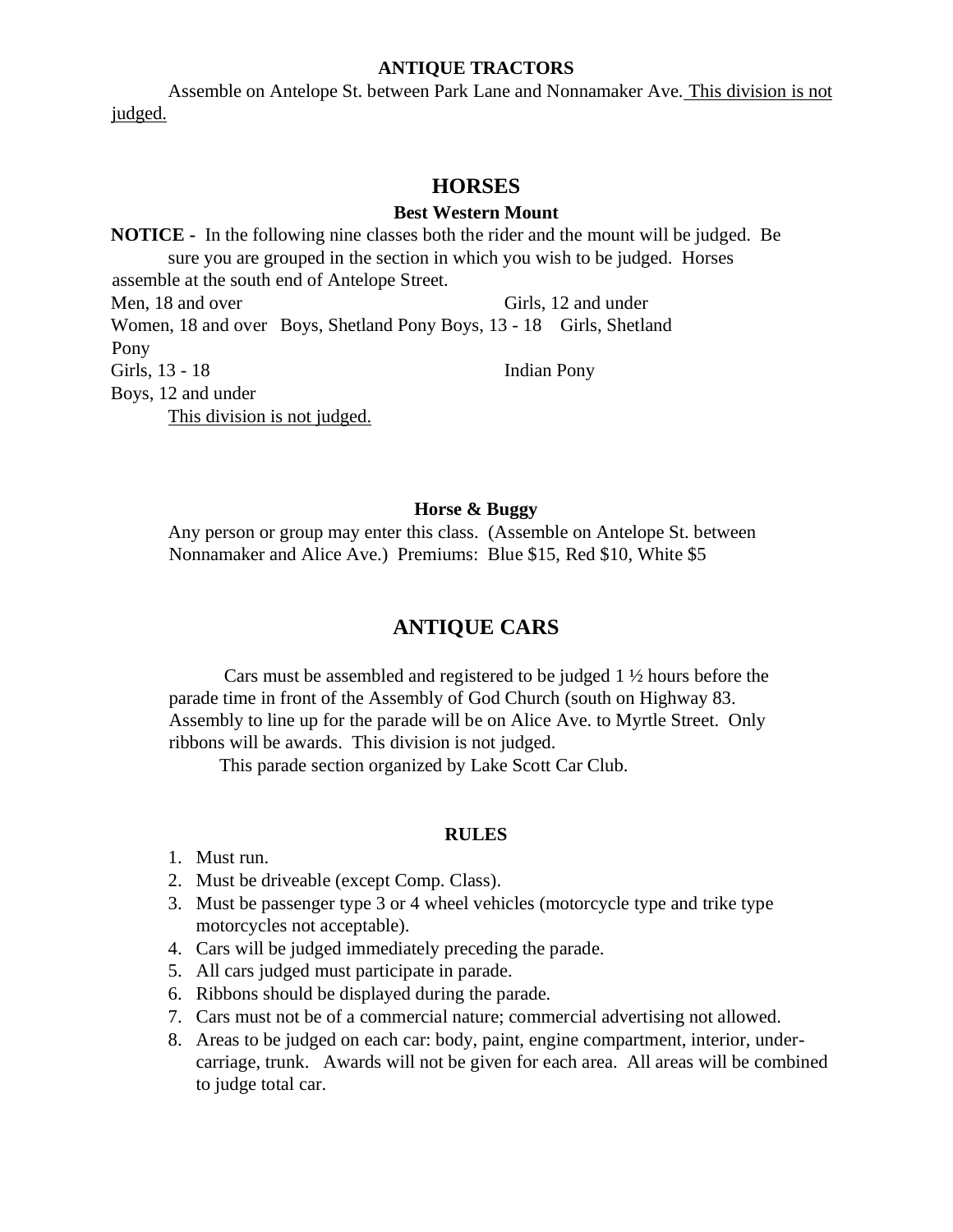**ANTIQUE TRACTORS**

Assemble on Antelope St. between Park Lane and Nonnamaker Ave. <u>This division is not judged.</u>

## HORSES

**Best Western Mount**

**NOTICE -** In the following nine classes both the rider and the mount will be judged. Be sure you are grouped in the section in which you wish to be judged. Horses assemble at the south end of Antelope Street.

Men, 18 and over
Women, 18 and over
Boys, Shetland Pony
Boys, 13 - 18
Girls, Shetland Pony
Girls, 13 - 18
Boys, 12 and under
Girls, 12 and under
Indian Pony

<u>This division is not judged.</u>

**Horse & Buggy**

Any person or group may enter this class. (Assemble on Antelope St. between Nonnamaker and Alice Ave.) Premiums: Blue $15, Red $10, White $5

## ANTIQUE CARS

Cars must be assembled and registered to be judged 1 ½ hours before the parade time in front of the Assembly of God Church (south on Highway 83. Assembly to line up for the parade will be on Alice Ave. to Myrtle Street. Only ribbons will be awards. This division is not judged.

This parade section organized by Lake Scott Car Club.

**RULES**

1. Must run.
2. Must be driveable (except Comp. Class).
3. Must be passenger type 3 or 4 wheel vehicles (motorcycle type and trike type motorcycles not acceptable).
4. Cars will be judged immediately preceding the parade.
5. All cars judged must participate in parade.
6. Ribbons should be displayed during the parade.
7. Cars must not be of a commercial nature; commercial advertising not allowed.
8. Areas to be judged on each car: body, paint, engine compartment, interior, under-carriage, trunk. Awards will not be given for each area. All areas will be combined to judge total car.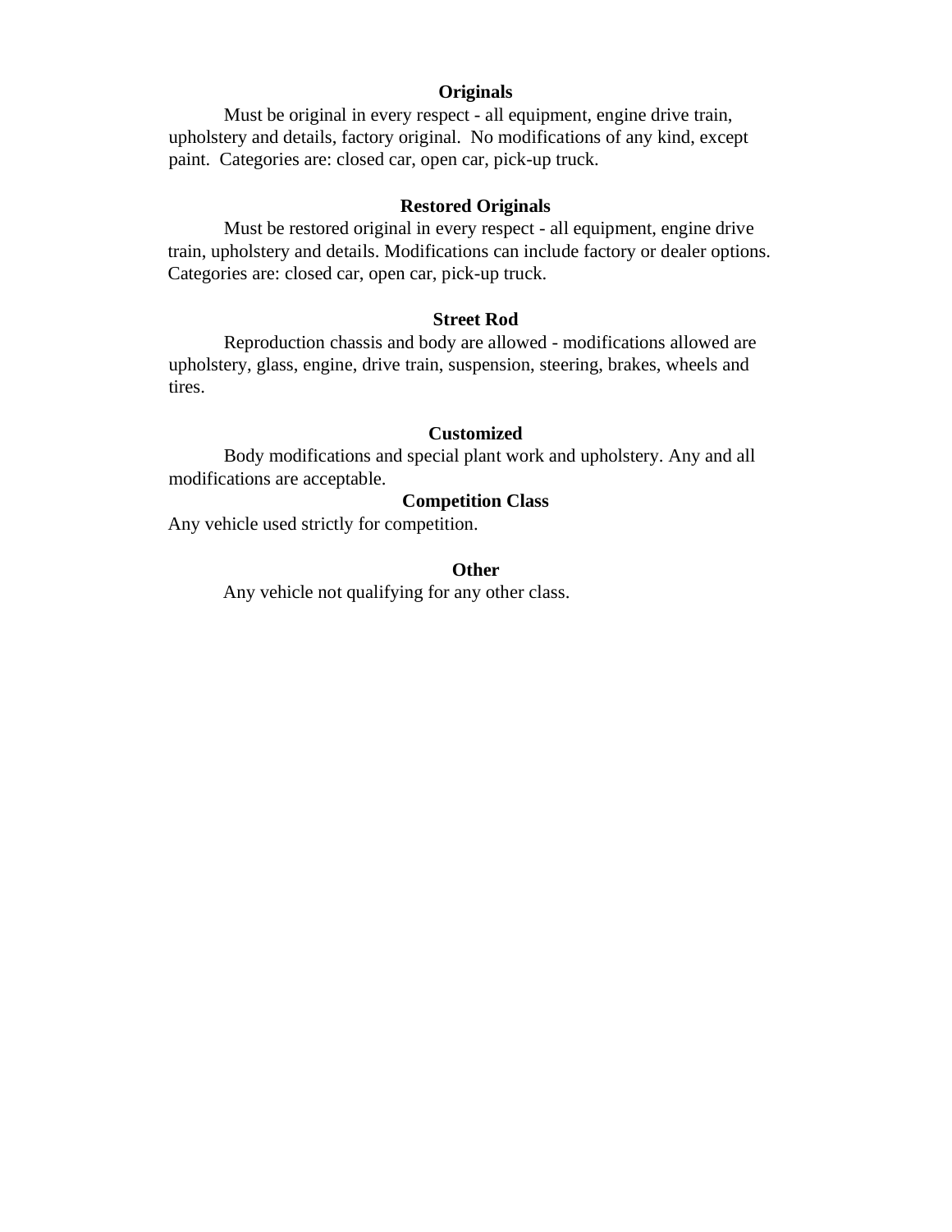**Originals**

Must be original in every respect - all equipment, engine drive train, upholstery and details, factory original. No modifications of any kind, except paint. Categories are: closed car, open car, pick-up truck.

**Restored Originals**

Must be restored original in every respect - all equipment, engine drive train, upholstery and details. Modifications can include factory or dealer options. Categories are: closed car, open car, pick-up truck.

**Street Rod**

Reproduction chassis and body are allowed - modifications allowed are upholstery, glass, engine, drive train, suspension, steering, brakes, wheels and tires.

**Customized**

Body modifications and special plant work and upholstery. Any and all modifications are acceptable.

**Competition Class**

Any vehicle used strictly for competition.

**Other**

Any vehicle not qualifying for any other class.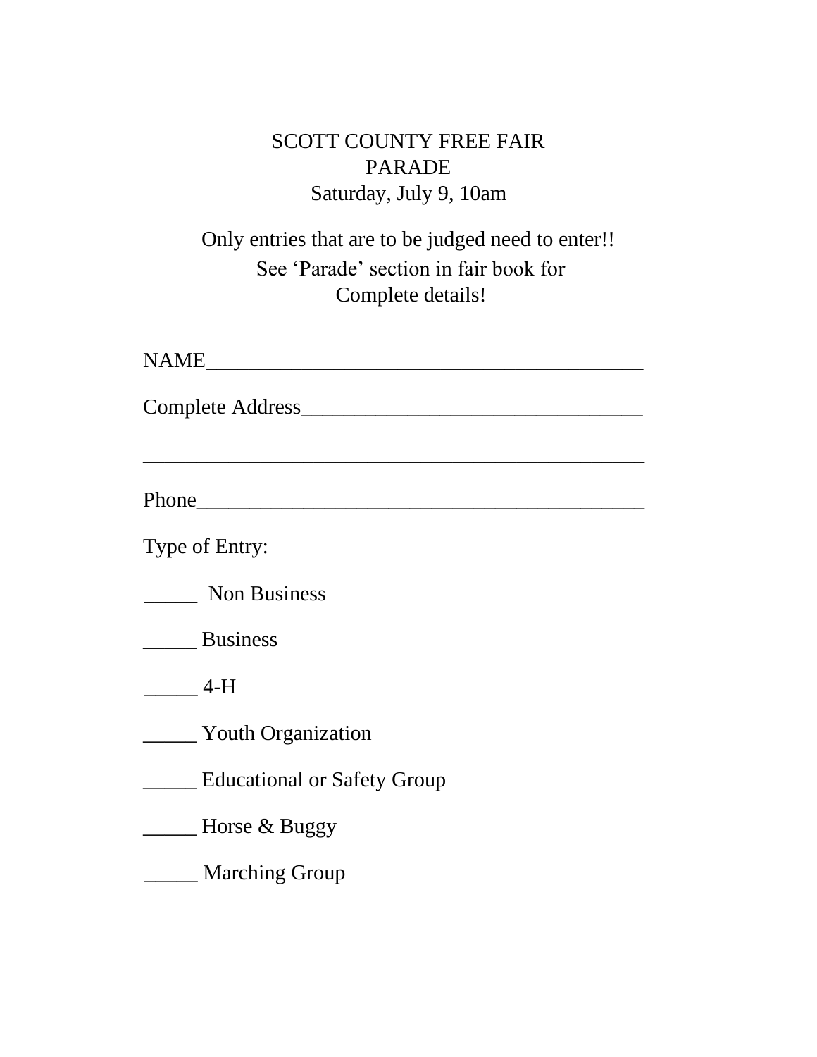# SCOTT COUNTY FREE FAIR
# PARADE
## Saturday, July 9, 10am

Only entries that are to be judged need to enter!!
See 'Parade' section in fair book for
Complete details!

NAME_________________________________________

Complete Address_________________________________

_______________________________________________

Phone__________________________________________

Type of Entry:

_____ Non Business

_____ Business

_____ 4-H

_____ Youth Organization

_____ Educational or Safety Group

_____ Horse & Buggy

_____ Marching Group